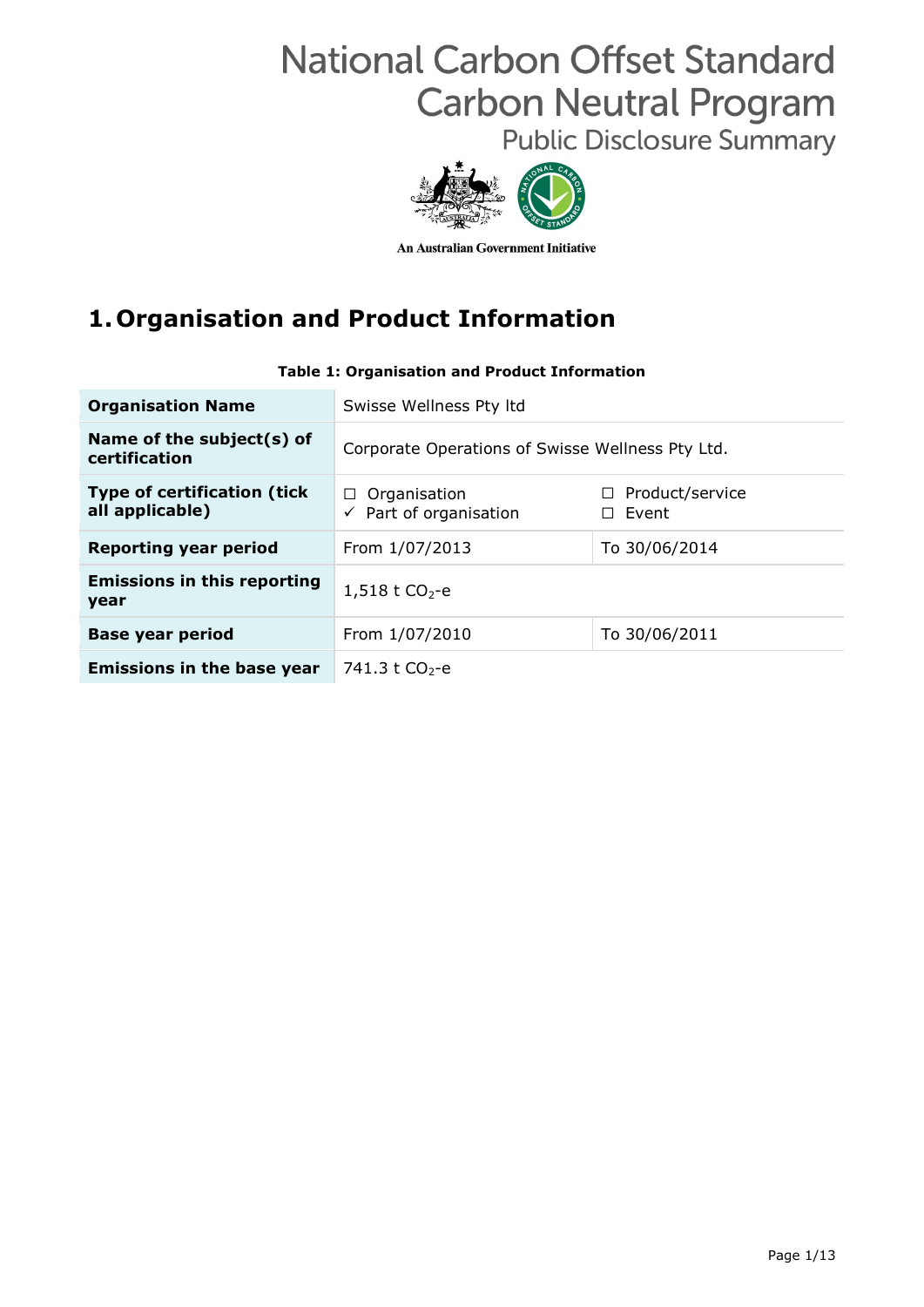# National Carbon Offset Standard Carbon Neutral Program

Public Disclosure Summary

An Australian Government Initiative

## 1. Organisation and Product Information

**Table 1: Organisation and Product Information**

| | | |
|---|---|---|
| **Organisation Name** | Swisse Wellness Pty ltd | |
| **Name of the subject(s) of certification** | Corporate Operations of Swisse Wellness Pty Ltd. | |
| **Type of certification (tick all applicable)** | ☐ Organisation<br>✓ Part of organisation | ☐ Product/service<br>☐ Event |
| **Reporting year period** | From 1/07/2013 | To 30/06/2014 |
| **Emissions in this reporting year** | 1,518 t $CO_2$-e | |
| **Base year period** | From 1/07/2010 | To 30/06/2011 |
| **Emissions in the base year** | 741.3 t $CO_2$-e | |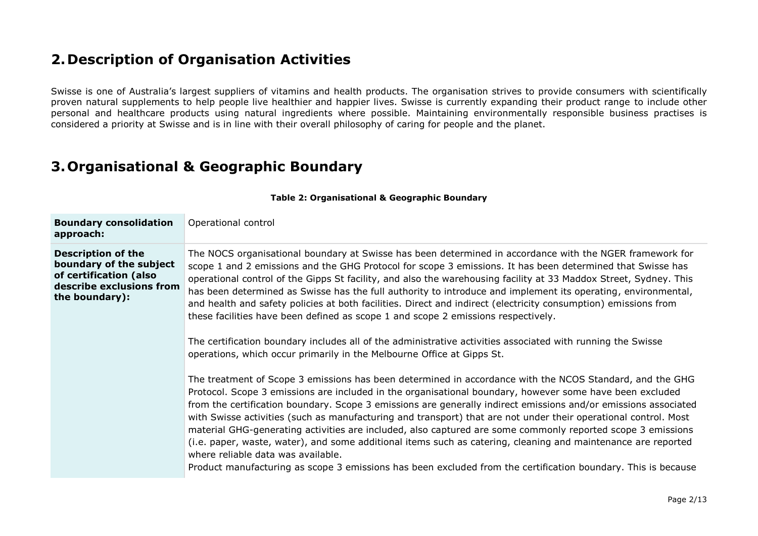## 2. Description of Organisation Activities

Swisse is one of Australia's largest suppliers of vitamins and health products. The organisation strives to provide consumers with scientifically proven natural supplements to help people live healthier and happier lives. Swisse is currently expanding their product range to include other personal and healthcare products using natural ingredients where possible. Maintaining environmentally responsible business practises is considered a priority at Swisse and is in line with their overall philosophy of caring for people and the planet.

## 3. Organisational & Geographic Boundary

**Table 2: Organisational & Geographic Boundary**

| | |
|---|---|
| **Boundary consolidation approach:** | Operational control |
| **Description of the boundary of the subject of certification (also describe exclusions from the boundary):** | The NOCS organisational boundary at Swisse has been determined in accordance with the NGER framework for scope 1 and 2 emissions and the GHG Protocol for scope 3 emissions. It has been determined that Swisse has operational control of the Gipps St facility, and also the warehousing facility at 33 Maddox Street, Sydney. This has been determined as Swisse has the full authority to introduce and implement its operating, environmental, and health and safety policies at both facilities. Direct and indirect (electricity consumption) emissions from these facilities have been defined as scope 1 and scope 2 emissions respectively.<br><br>The certification boundary includes all of the administrative activities associated with running the Swisse operations, which occur primarily in the Melbourne Office at Gipps St.<br><br>The treatment of Scope 3 emissions has been determined in accordance with the NCOS Standard, and the GHG Protocol. Scope 3 emissions are included in the organisational boundary, however some have been excluded from the certification boundary. Scope 3 emissions are generally indirect emissions and/or emissions associated with Swisse activities (such as manufacturing and transport) that are not under their operational control. Most material GHG-generating activities are included, also captured are some commonly reported scope 3 emissions (i.e. paper, waste, water), and some additional items such as catering, cleaning and maintenance are reported where reliable data was available.<br>Product manufacturing as scope 3 emissions has been excluded from the certification boundary. This is because |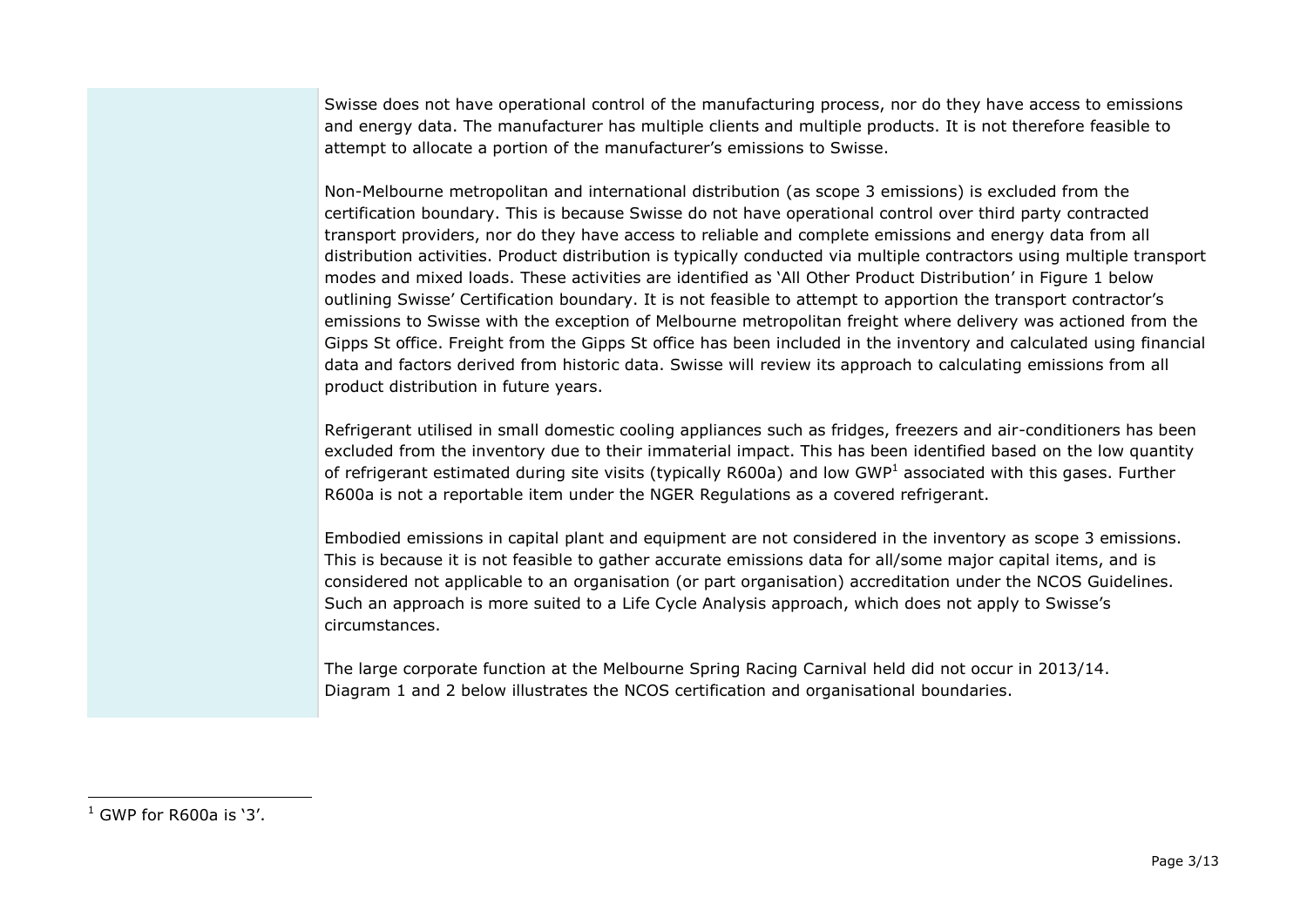Swisse does not have operational control of the manufacturing process, nor do they have access to emissions and energy data. The manufacturer has multiple clients and multiple products. It is not therefore feasible to attempt to allocate a portion of the manufacturer's emissions to Swisse.

Non-Melbourne metropolitan and international distribution (as scope 3 emissions) is excluded from the certification boundary. This is because Swisse do not have operational control over third party contracted transport providers, nor do they have access to reliable and complete emissions and energy data from all distribution activities. Product distribution is typically conducted via multiple contractors using multiple transport modes and mixed loads. These activities are identified as 'All Other Product Distribution' in Figure 1 below outlining Swisse' Certification boundary. It is not feasible to attempt to apportion the transport contractor's emissions to Swisse with the exception of Melbourne metropolitan freight where delivery was actioned from the Gipps St office. Freight from the Gipps St office has been included in the inventory and calculated using financial data and factors derived from historic data. Swisse will review its approach to calculating emissions from all product distribution in future years.

Refrigerant utilised in small domestic cooling appliances such as fridges, freezers and air-conditioners has been excluded from the inventory due to their immaterial impact. This has been identified based on the low quantity of refrigerant estimated during site visits (typically R600a) and low GWP[1] associated with this gases. Further R600a is not a reportable item under the NGER Regulations as a covered refrigerant.

Embodied emissions in capital plant and equipment are not considered in the inventory as scope 3 emissions. This is because it is not feasible to gather accurate emissions data for all/some major capital items, and is considered not applicable to an organisation (or part organisation) accreditation under the NCOS Guidelines. Such an approach is more suited to a Life Cycle Analysis approach, which does not apply to Swisse's circumstances.

The large corporate function at the Melbourne Spring Racing Carnival held did not occur in 2013/14.
Diagram 1 and 2 below illustrates the NCOS certification and organisational boundaries.

[1] GWP for R600a is '3'.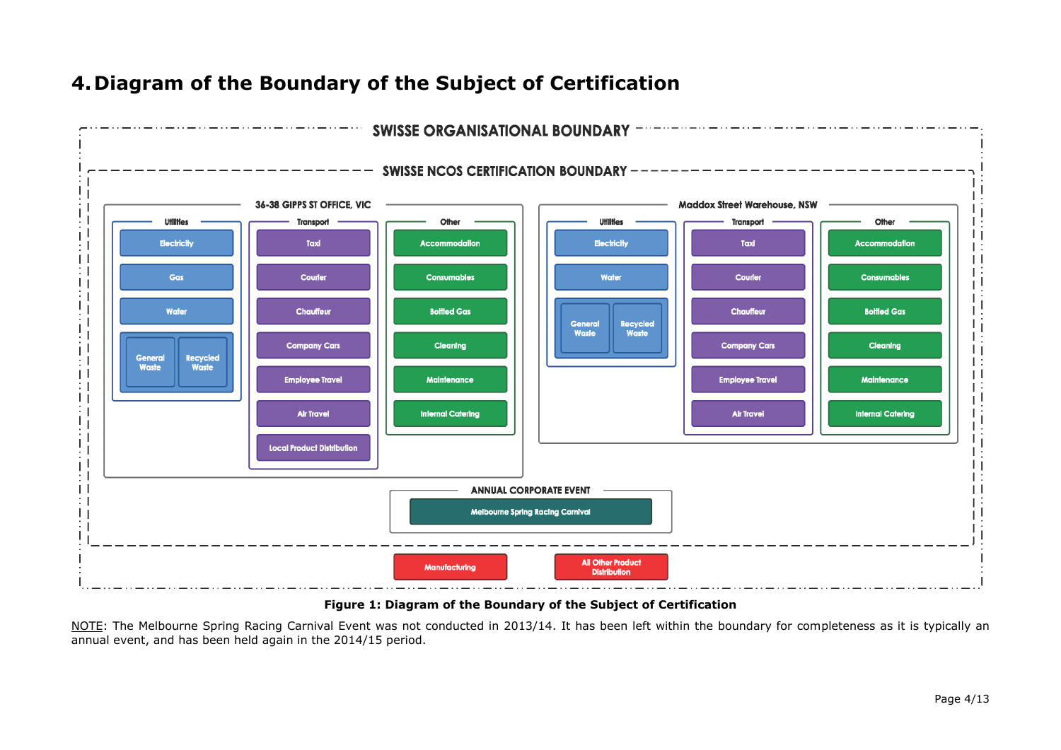# 4. Diagram of the Boundary of the Subject of Certification

**SWISSE ORGANISATIONAL BOUNDARY**

**SWISSE NCOS CERTIFICATION BOUNDARY**

**36-38 GIPPS ST OFFICE, VIC**

- Utilities
  - Electricity
  - Gas
  - Water
  - General Waste
  - Recycled Waste
- Transport
  - Taxi
  - Courier
  - Chauffeur
  - Company Cars
  - Employee Travel
  - Air Travel
  - Local Product Distribution
- Other
  - Accommodation
  - Consumables
  - Bottled Gas
  - Cleaning
  - Maintenance
  - Internal Catering

**Maddox Street Warehouse, NSW**

- Utilities
  - Electricity
  - Water
  - General Waste
  - Recycled Waste
- Transport
  - Taxi
  - Courier
  - Chauffeur
  - Company Cars
  - Employee Travel
  - Air Travel
- Other
  - Accommodation
  - Consumables
  - Bottled Gas
  - Cleaning
  - Maintenance
  - Internal Catering

**ANNUAL CORPORATE EVENT**

- Melbourne Spring Racing Carnival

Outside NCOS certification boundary (within organisational boundary):

- Manufacturing
- All Other Product Distribution

**Figure 1: Diagram of the Boundary of the Subject of Certification**

NOTE: The Melbourne Spring Racing Carnival Event was not conducted in 2013/14. It has been left within the boundary for completeness as it is typically an annual event, and has been held again in the 2014/15 period.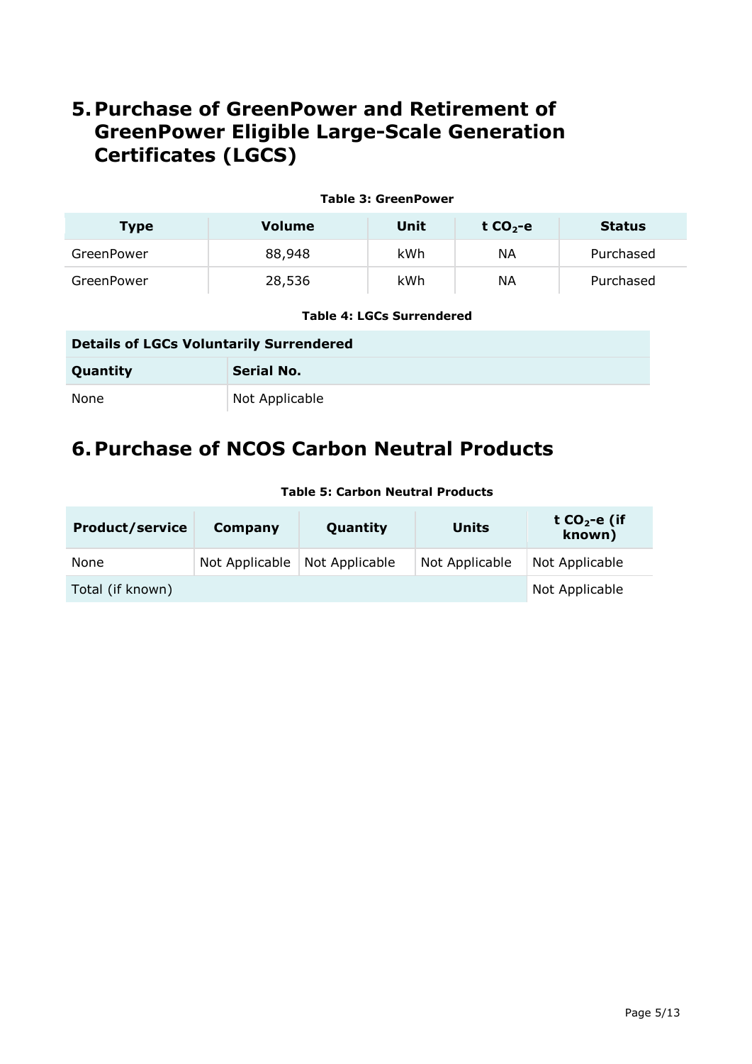# 5. Purchase of GreenPower and Retirement of GreenPower Eligible Large-Scale Generation Certificates (LGCS)

**Table 3: GreenPower**

| Type | Volume | Unit | t $CO_2$-e | Status |
|---|---|---|---|---|
| GreenPower | 88,948 | kWh | NA | Purchased |
| GreenPower | 28,536 | kWh | NA | Purchased |

**Table 4: LGCs Surrendered**

| Details of LGCs Voluntarily Surrendered | |
|---|---|
| **Quantity** | **Serial No.** |
| None | Not Applicable |

# 6. Purchase of NCOS Carbon Neutral Products

**Table 5: Carbon Neutral Products**

| Product/service | Company | Quantity | Units | t $CO_2$-e (if known) |
|---|---|---|---|---|
| None | Not Applicable | Not Applicable | Not Applicable | Not Applicable |
| Total (if known) | | | | Not Applicable |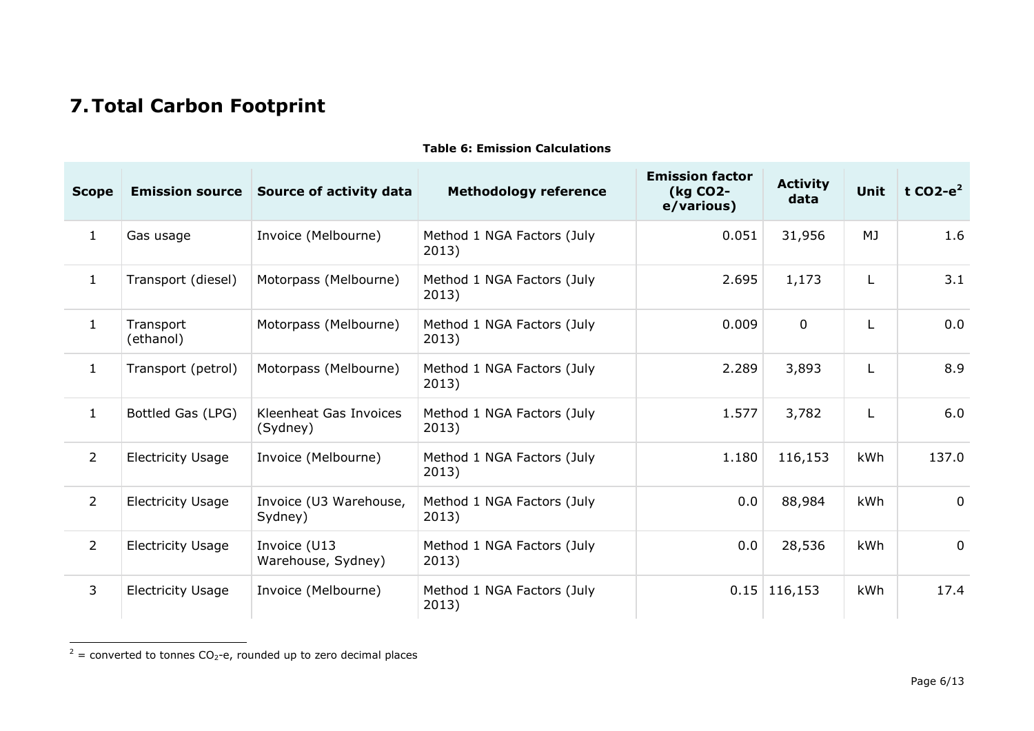# 7. Total Carbon Footprint

**Table 6: Emission Calculations**

| Scope | Emission source | Source of activity data | Methodology reference | Emission factor (kg CO2-e/various) | Activity data | Unit | t CO2-e[2] |
|---|---|---|---|---|---|---|---|
| 1 | Gas usage | Invoice (Melbourne) | Method 1 NGA Factors (July 2013) | 0.051 | 31,956 | MJ | 1.6 |
| 1 | Transport (diesel) | Motorpass (Melbourne) | Method 1 NGA Factors (July 2013) | 2.695 | 1,173 | L | 3.1 |
| 1 | Transport (ethanol) | Motorpass (Melbourne) | Method 1 NGA Factors (July 2013) | 0.009 | 0 | L | 0.0 |
| 1 | Transport (petrol) | Motorpass (Melbourne) | Method 1 NGA Factors (July 2013) | 2.289 | 3,893 | L | 8.9 |
| 1 | Bottled Gas (LPG) | Kleenheat Gas Invoices (Sydney) | Method 1 NGA Factors (July 2013) | 1.577 | 3,782 | L | 6.0 |
| 2 | Electricity Usage | Invoice (Melbourne) | Method 1 NGA Factors (July 2013) | 1.180 | 116,153 | kWh | 137.0 |
| 2 | Electricity Usage | Invoice (U3 Warehouse, Sydney) | Method 1 NGA Factors (July 2013) | 0.0 | 88,984 | kWh | 0 |
| 2 | Electricity Usage | Invoice (U13 Warehouse, Sydney) | Method 1 NGA Factors (July 2013) | 0.0 | 28,536 | kWh | 0 |
| 3 | Electricity Usage | Invoice (Melbourne) | Method 1 NGA Factors (July 2013) | 0.15 | 116,153 | kWh | 17.4 |

[2] = converted to tonnes $CO_2$-e, rounded up to zero decimal places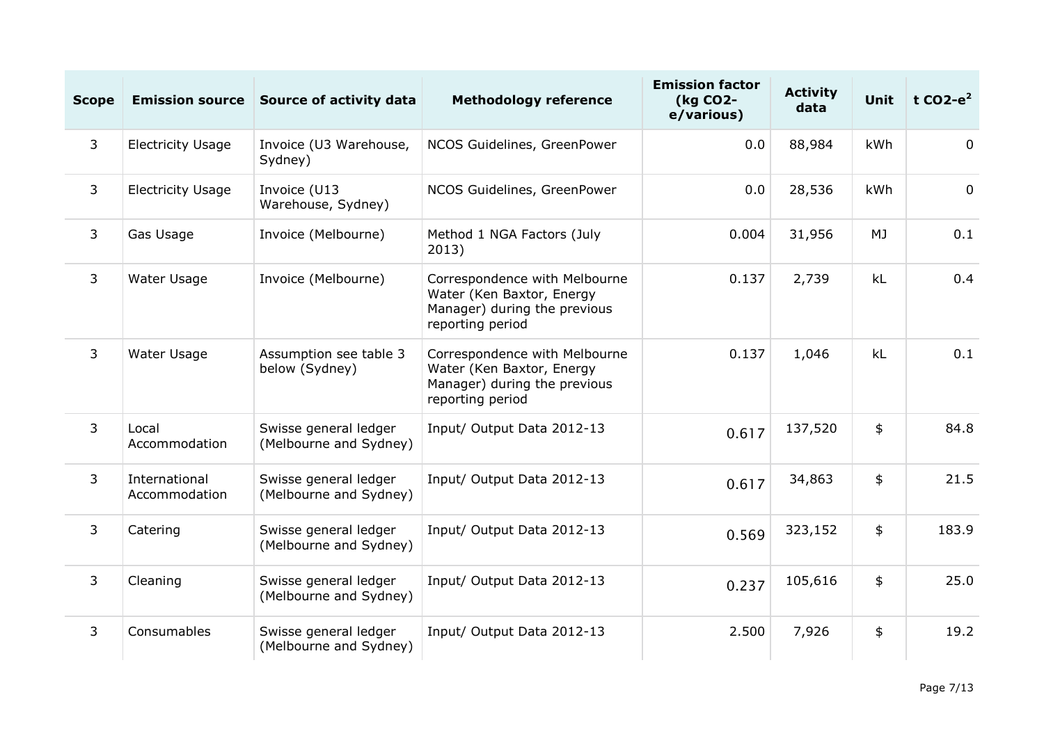| Scope | Emission source | Source of activity data | Methodology reference | Emission factor (kg $CO_2$-e/various) | Activity data | Unit | t $CO_2$-e[2] |
| --- | --- | --- | --- | --- | --- | --- | --- |
| 3 | Electricity Usage | Invoice (U3 Warehouse, Sydney) | NCOS Guidelines, GreenPower | 0.0 | 88,984 | kWh | 0 |
| 3 | Electricity Usage | Invoice (U13 Warehouse, Sydney) | NCOS Guidelines, GreenPower | 0.0 | 28,536 | kWh | 0 |
| 3 | Gas Usage | Invoice (Melbourne) | Method 1 NGA Factors (July 2013) | 0.004 | 31,956 | MJ | 0.1 |
| 3 | Water Usage | Invoice (Melbourne) | Correspondence with Melbourne Water (Ken Baxtor, Energy Manager) during the previous reporting period | 0.137 | 2,739 | kL | 0.4 |
| 3 | Water Usage | Assumption see table 3 below (Sydney) | Correspondence with Melbourne Water (Ken Baxtor, Energy Manager) during the previous reporting period | 0.137 | 1,046 | kL | 0.1 |
| 3 | Local Accommodation | Swisse general ledger (Melbourne and Sydney) | Input/ Output Data 2012-13 | 0.617 | 137,520 | $ | 84.8 |
| 3 | International Accommodation | Swisse general ledger (Melbourne and Sydney) | Input/ Output Data 2012-13 | 0.617 | 34,863 | $ | 21.5 |
| 3 | Catering | Swisse general ledger (Melbourne and Sydney) | Input/ Output Data 2012-13 | 0.569 | 323,152 | $ | 183.9 |
| 3 | Cleaning | Swisse general ledger (Melbourne and Sydney) | Input/ Output Data 2012-13 | 0.237 | 105,616 | $ | 25.0 |
| 3 | Consumables | Swisse general ledger (Melbourne and Sydney) | Input/ Output Data 2012-13 | 2.500 | 7,926 | $ | 19.2 |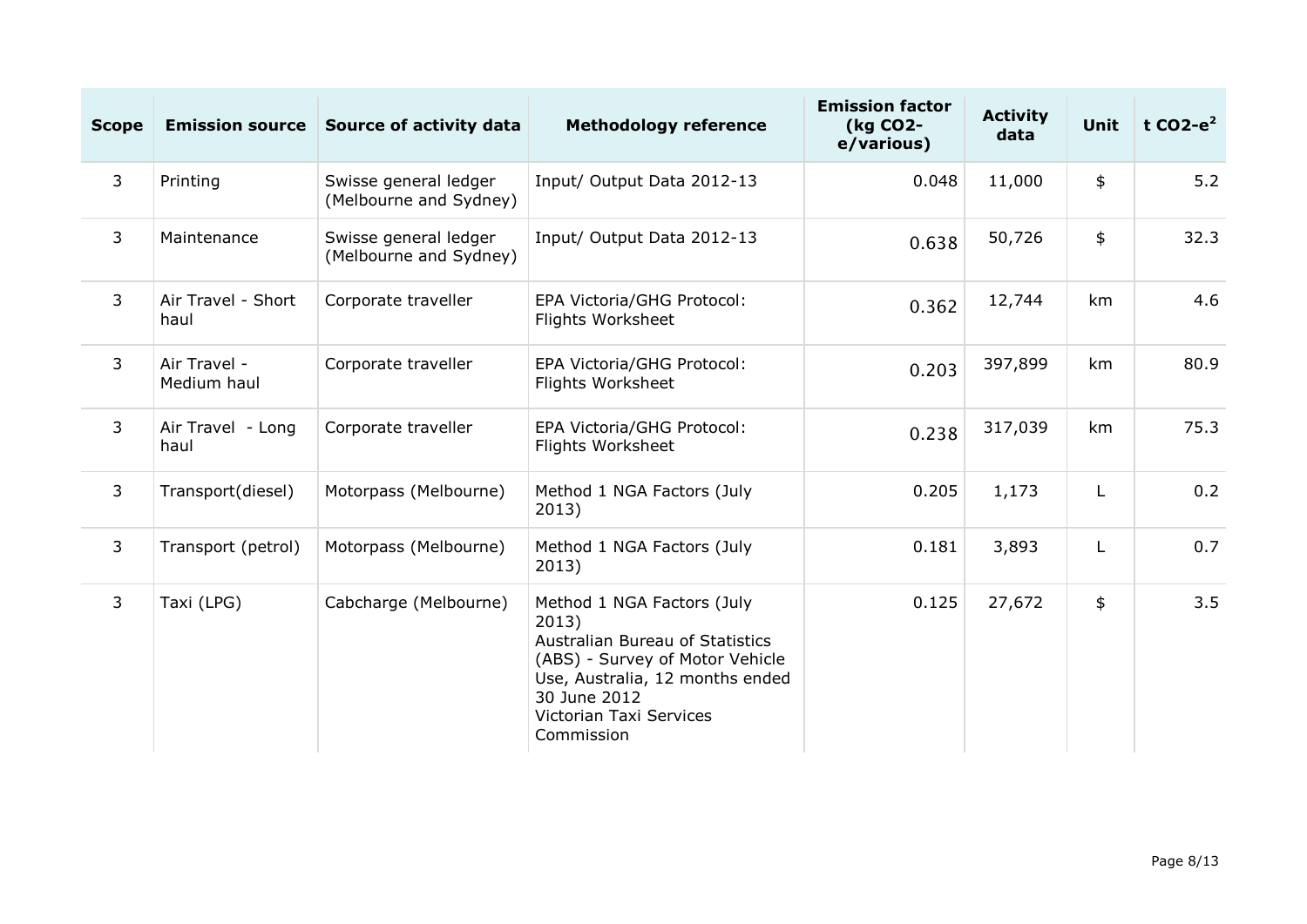| Scope | Emission source | Source of activity data | Methodology reference | Emission factor (kg CO2-e/various) | Activity data | Unit | t CO2-e[2] |
|---|---|---|---|---|---|---|---|
| 3 | Printing | Swisse general ledger (Melbourne and Sydney) | Input/ Output Data 2012-13 | 0.048 | 11,000 | $ | 5.2 |
| 3 | Maintenance | Swisse general ledger (Melbourne and Sydney) | Input/ Output Data 2012-13 | 0.638 | 50,726 | $ | 32.3 |
| 3 | Air Travel - Short haul | Corporate traveller | EPA Victoria/GHG Protocol: Flights Worksheet | 0.362 | 12,744 | km | 4.6 |
| 3 | Air Travel - Medium haul | Corporate traveller | EPA Victoria/GHG Protocol: Flights Worksheet | 0.203 | 397,899 | km | 80.9 |
| 3 | Air Travel - Long haul | Corporate traveller | EPA Victoria/GHG Protocol: Flights Worksheet | 0.238 | 317,039 | km | 75.3 |
| 3 | Transport(diesel) | Motorpass (Melbourne) | Method 1 NGA Factors (July 2013) | 0.205 | 1,173 | L | 0.2 |
| 3 | Transport (petrol) | Motorpass (Melbourne) | Method 1 NGA Factors (July 2013) | 0.181 | 3,893 | L | 0.7 |
| 3 | Taxi (LPG) | Cabcharge (Melbourne) | Method 1 NGA Factors (July 2013) Australian Bureau of Statistics (ABS) - Survey of Motor Vehicle Use, Australia, 12 months ended 30 June 2012 Victorian Taxi Services Commission | 0.125 | 27,672 | $ | 3.5 |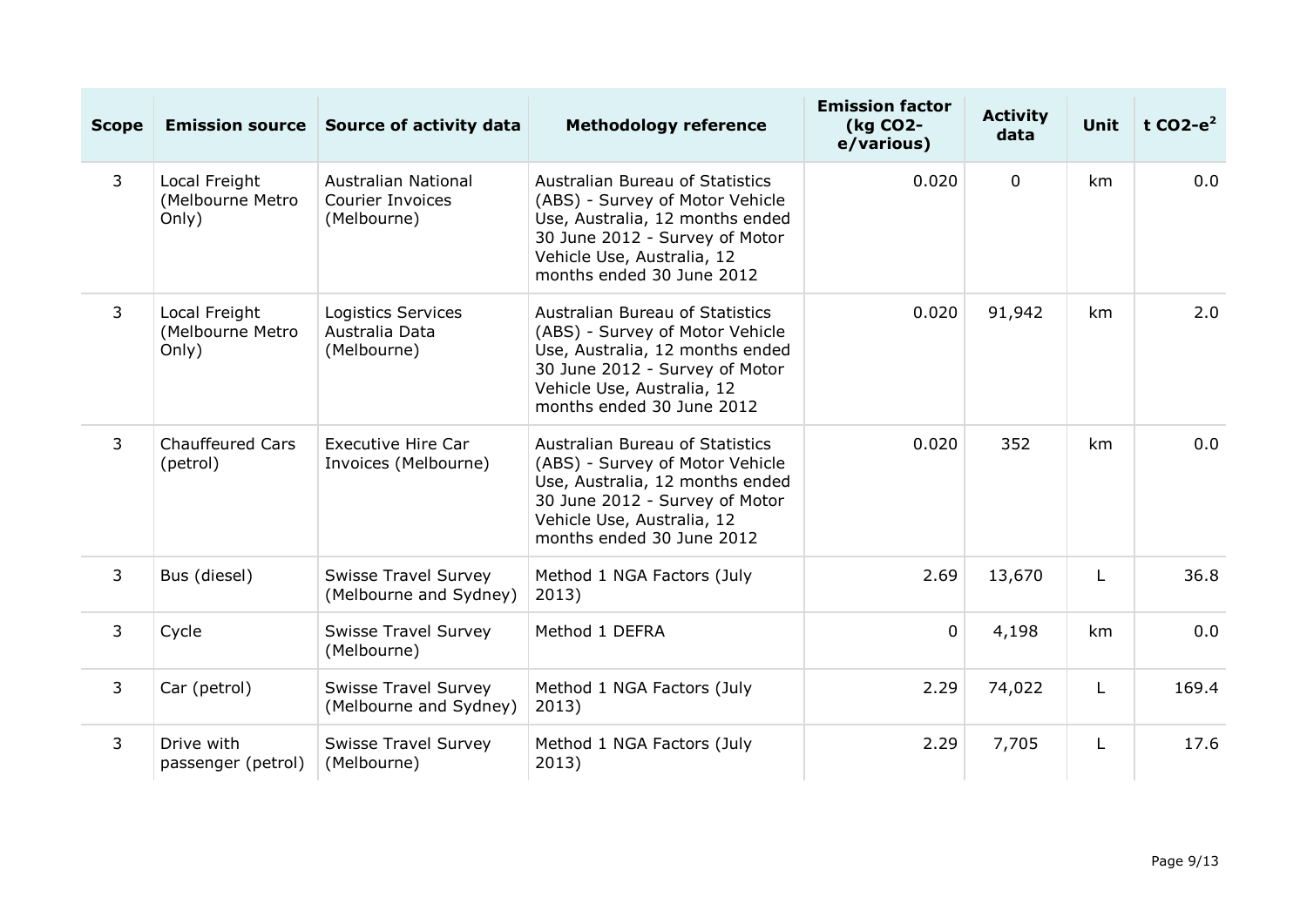| Scope | Emission source | Source of activity data | Methodology reference | Emission factor (kg $CO_2$-e/various) | Activity data | Unit | t $CO_2$-e[2] |
|---|---|---|---|---|---|---|---|
| 3 | Local Freight (Melbourne Metro Only) | Australian National Courier Invoices (Melbourne) | Australian Bureau of Statistics (ABS) - Survey of Motor Vehicle Use, Australia, 12 months ended 30 June 2012 - Survey of Motor Vehicle Use, Australia, 12 months ended 30 June 2012 | 0.020 | 0 | km | 0.0 |
| 3 | Local Freight (Melbourne Metro Only) | Logistics Services Australia Data (Melbourne) | Australian Bureau of Statistics (ABS) - Survey of Motor Vehicle Use, Australia, 12 months ended 30 June 2012 - Survey of Motor Vehicle Use, Australia, 12 months ended 30 June 2012 | 0.020 | 91,942 | km | 2.0 |
| 3 | Chauffeured Cars (petrol) | Executive Hire Car Invoices (Melbourne) | Australian Bureau of Statistics (ABS) - Survey of Motor Vehicle Use, Australia, 12 months ended 30 June 2012 - Survey of Motor Vehicle Use, Australia, 12 months ended 30 June 2012 | 0.020 | 352 | km | 0.0 |
| 3 | Bus (diesel) | Swisse Travel Survey (Melbourne and Sydney) | Method 1 NGA Factors (July 2013) | 2.69 | 13,670 | L | 36.8 |
| 3 | Cycle | Swisse Travel Survey (Melbourne) | Method 1 DEFRA | 0 | 4,198 | km | 0.0 |
| 3 | Car (petrol) | Swisse Travel Survey (Melbourne and Sydney) | Method 1 NGA Factors (July 2013) | 2.29 | 74,022 | L | 169.4 |
| 3 | Drive with passenger (petrol) | Swisse Travel Survey (Melbourne) | Method 1 NGA Factors (July 2013) | 2.29 | 7,705 | L | 17.6 |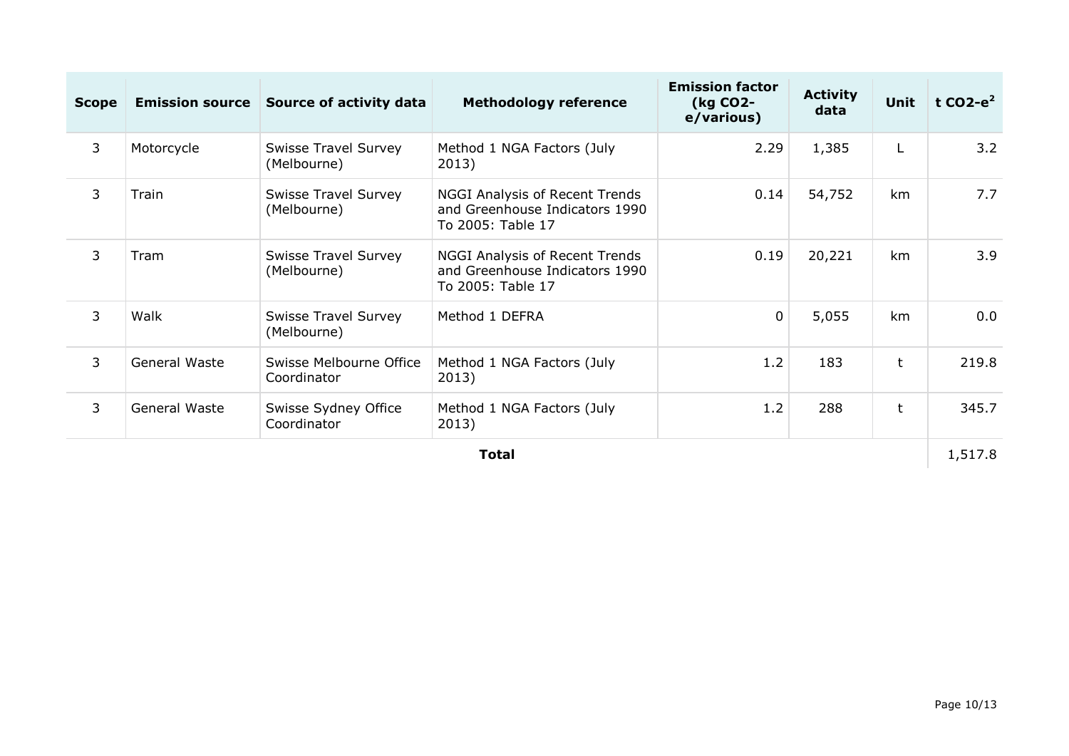| Scope | Emission source | Source of activity data | Methodology reference | Emission factor (kg CO2-e/various) | Activity data | Unit | t CO2-e[2] |
|---|---|---|---|---|---|---|---|
| 3 | Motorcycle | Swisse Travel Survey (Melbourne) | Method 1 NGA Factors (July 2013) | 2.29 | 1,385 | L | 3.2 |
| 3 | Train | Swisse Travel Survey (Melbourne) | NGGI Analysis of Recent Trends and Greenhouse Indicators 1990 To 2005: Table 17 | 0.14 | 54,752 | km | 7.7 |
| 3 | Tram | Swisse Travel Survey (Melbourne) | NGGI Analysis of Recent Trends and Greenhouse Indicators 1990 To 2005: Table 17 | 0.19 | 20,221 | km | 3.9 |
| 3 | Walk | Swisse Travel Survey (Melbourne) | Method 1 DEFRA | 0 | 5,055 | km | 0.0 |
| 3 | General Waste | Swisse Melbourne Office Coordinator | Method 1 NGA Factors (July 2013) | 1.2 | 183 | t | 219.8 |
| 3 | General Waste | Swisse Sydney Office Coordinator | Method 1 NGA Factors (July 2013) | 1.2 | 288 | t | 345.7 |
| **Total** | | | | | | | 1,517.8 |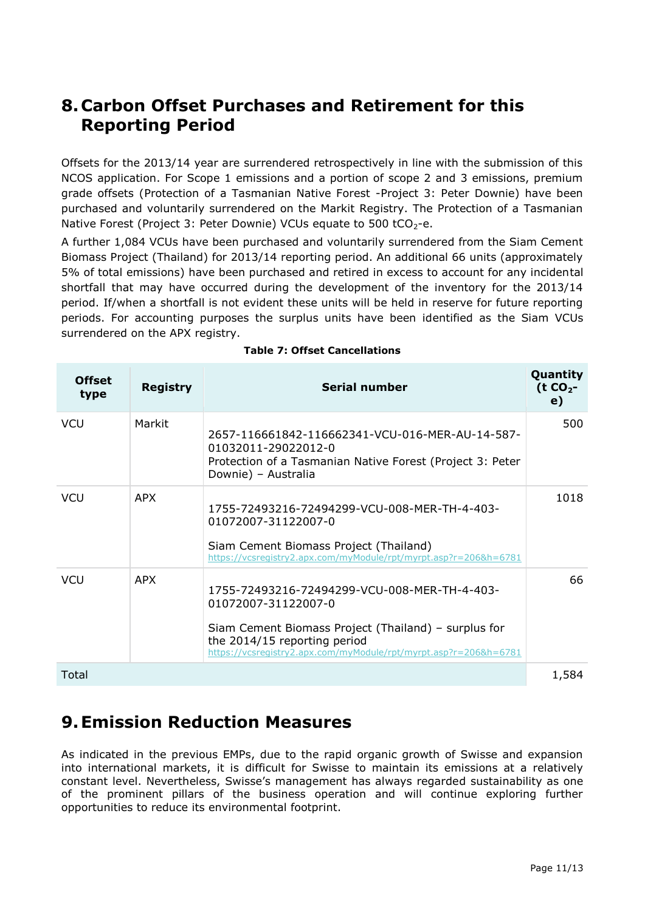# 8. Carbon Offset Purchases and Retirement for this Reporting Period

Offsets for the 2013/14 year are surrendered retrospectively in line with the submission of this NCOS application. For Scope 1 emissions and a portion of scope 2 and 3 emissions, premium grade offsets (Protection of a Tasmanian Native Forest -Project 3: Peter Downie) have been purchased and voluntarily surrendered on the Markit Registry. The Protection of a Tasmanian Native Forest (Project 3: Peter Downie) VCUs equate to 500 $tCO_2$-e.

A further 1,084 VCUs have been purchased and voluntarily surrendered from the Siam Cement Biomass Project (Thailand) for 2013/14 reporting period. An additional 66 units (approximately 5% of total emissions) have been purchased and retired in excess to account for any incidental shortfall that may have occurred during the development of the inventory for the 2013/14 period. If/when a shortfall is not evident these units will be held in reserve for future reporting periods. For accounting purposes the surplus units have been identified as the Siam VCUs surrendered on the APX registry.

**Table 7: Offset Cancellations**

| Offset type | Registry | Serial number | Quantity (t $CO_2$-e) |
|---|---|---|---|
| VCU | Markit | 2657-116661842-116662341-VCU-016-MER-AU-14-587-01032011-29022012-0<br>Protection of a Tasmanian Native Forest (Project 3: Peter Downie) – Australia | 500 |
| VCU | APX | 1755-72493216-72494299-VCU-008-MER-TH-4-403-01072007-31122007-0<br><br>Siam Cement Biomass Project (Thailand)<br>https://vcsregistry2.apx.com/myModule/rpt/myrpt.asp?r=206&h=6781 | 1018 |
| VCU | APX | 1755-72493216-72494299-VCU-008-MER-TH-4-403-01072007-31122007-0<br><br>Siam Cement Biomass Project (Thailand) – surplus for the 2014/15 reporting period<br>https://vcsregistry2.apx.com/myModule/rpt/myrpt.asp?r=206&h=6781 | 66 |
| Total | | | 1,584 |

# 9. Emission Reduction Measures

As indicated in the previous EMPs, due to the rapid organic growth of Swisse and expansion into international markets, it is difficult for Swisse to maintain its emissions at a relatively constant level. Nevertheless, Swisse's management has always regarded sustainability as one of the prominent pillars of the business operation and will continue exploring further opportunities to reduce its environmental footprint.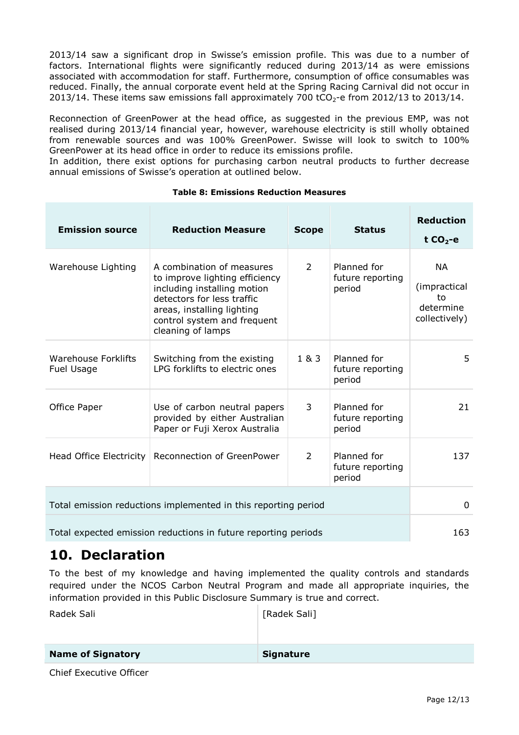2013/14 saw a significant drop in Swisse's emission profile. This was due to a number of factors. International flights were significantly reduced during 2013/14 as were emissions associated with accommodation for staff. Furthermore, consumption of office consumables was reduced. Finally, the annual corporate event held at the Spring Racing Carnival did not occur in 2013/14. These items saw emissions fall approximately 700 $tCO_2$-e from 2012/13 to 2013/14.

Reconnection of GreenPower at the head office, as suggested in the previous EMP, was not realised during 2013/14 financial year, however, warehouse electricity is still wholly obtained from renewable sources and was 100% GreenPower. Swisse will look to switch to 100% GreenPower at its head office in order to reduce its emissions profile.
In addition, there exist options for purchasing carbon neutral products to further decrease annual emissions of Swisse's operation at outlined below.

**Table 8: Emissions Reduction Measures**

| Emission source | Reduction Measure | Scope | Status | Reduction $t\ CO_2$-e |
|---|---|---|---|---|
| Warehouse Lighting | A combination of measures to improve lighting efficiency including installing motion detectors for less traffic areas, installing lighting control system and frequent cleaning of lamps | 2 | Planned for future reporting period | NA (impractical to determine collectively) |
| Warehouse Forklifts Fuel Usage | Switching from the existing LPG forklifts to electric ones | 1 & 3 | Planned for future reporting period | 5 |
| Office Paper | Use of carbon neutral papers provided by either Australian Paper or Fuji Xerox Australia | 3 | Planned for future reporting period | 21 |
| Head Office Electricity | Reconnection of GreenPower | 2 | Planned for future reporting period | 137 |
| Total emission reductions implemented in this reporting period | | | | 0 |
| Total expected emission reductions in future reporting periods | | | | 163 |

# 10. Declaration

To the best of my knowledge and having implemented the quality controls and standards required under the NCOS Carbon Neutral Program and made all appropriate inquiries, the information provided in this Public Disclosure Summary is true and correct.

| Radek Sali | [Radek Sali] |
|---|---|
| **Name of Signatory** | **Signature** |

Chief Executive Officer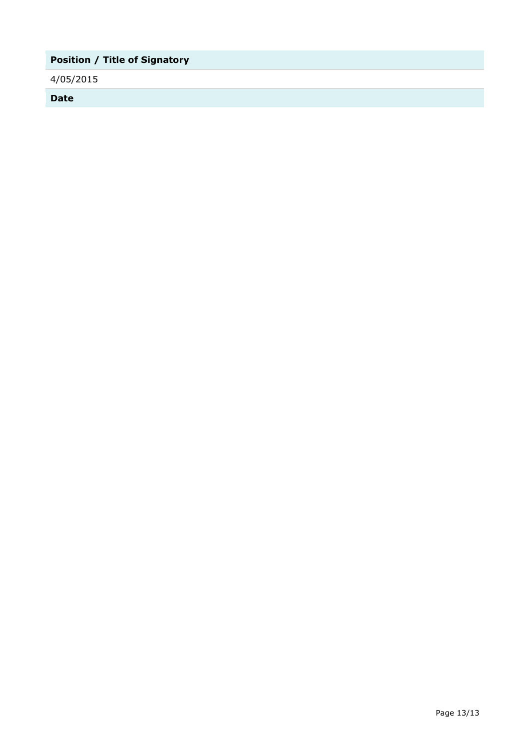**Position / Title of Signatory**

4/05/2015

**Date**